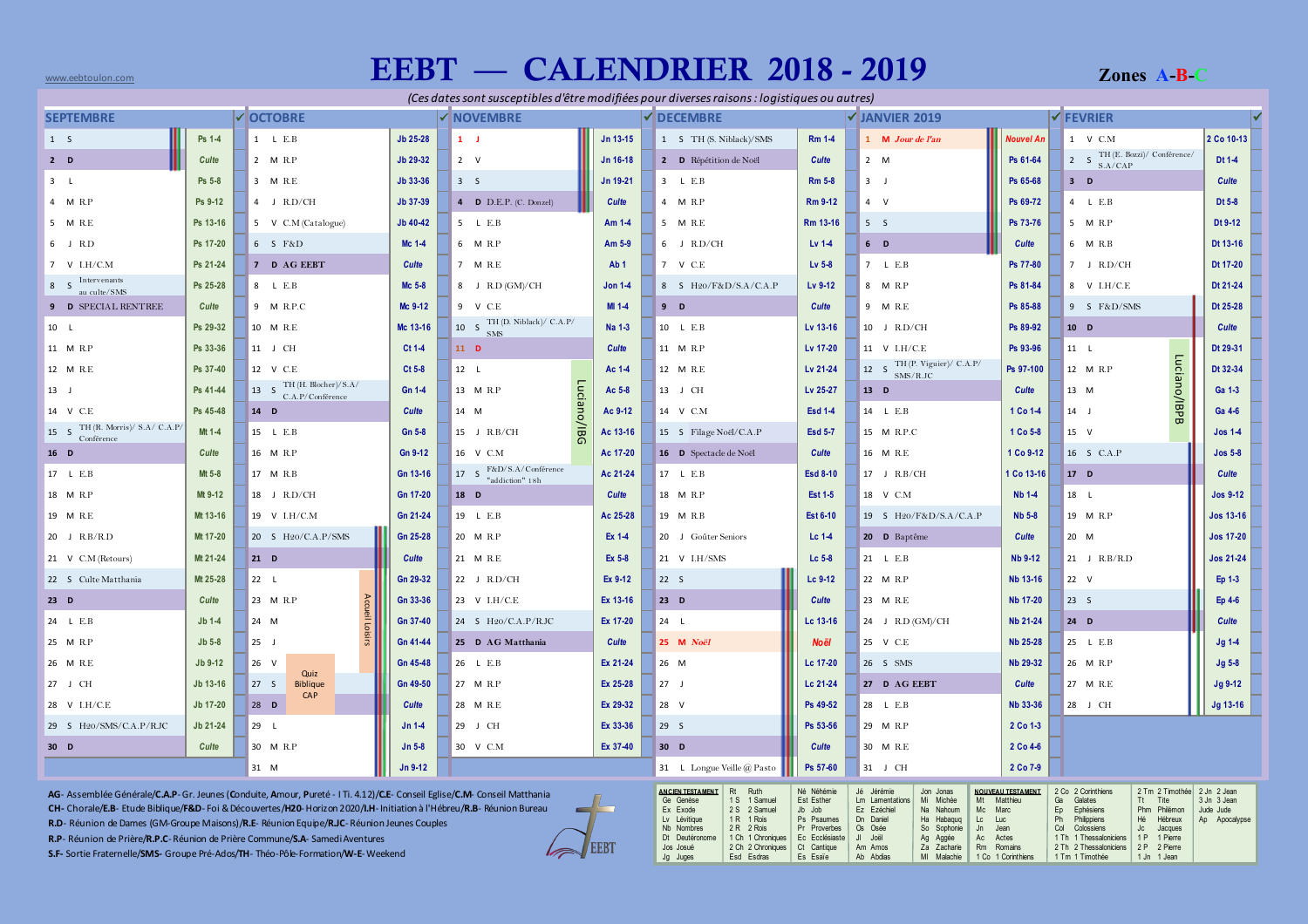www.eebtoulon.com

# EEBT — CALENDRIER 2018 - 2019

**Zones A-B-C**

*(Ces dates sont susceptibles d'être modifiées pour diverses raisons : logistiques ou autres)*

## SEPTEMBRE

| Jour | Activité | Lecture |
|---|---|---|
| 1 S | | Ps 1-4 |
| 2 D | | Culte |
| 3 L | | Ps 5-8 |
| 4 M | R.P | Ps 9-12 |
| 5 M | R.E | Ps 13-16 |
| 6 J | R.D | Ps 17-20 |
| 7 V | I.H/C.M | Ps 21-24 |
| 8 S | Intervenants au culte/SMS | Ps 25-28 |
| 9 D | SPECIAL RENTREE | Culte |
| 10 L | | Ps 29-32 |
| 11 M | R.P | Ps 33-36 |
| 12 M | R.E | Ps 37-40 |
| 13 J | | Ps 41-44 |
| 14 V | C.E | Ps 45-48 |
| 15 S | TH (R. Morris)/ S.A/ C.A.P/ Conférence | Mt 1-4 |
| 16 D | | Culte |
| 17 L | E.B | Mt 5-8 |
| 18 M | R.P | Mt 9-12 |
| 19 M | R.E | Mt 13-16 |
| 20 J | R.B/R.D | Mt 17-20 |
| 21 V | C.M (Retours) | Mt 21-24 |
| 22 S | Culte Matthania | Mt 25-28 |
| 23 D | | Culte |
| 24 L | E.B | Jb 1-4 |
| 25 M | R.P | Jb 5-8 |
| 26 M | R.E | Jb 9-12 |
| 27 J | CH | Jb 13-16 |
| 28 V | I.H/C.E | Jb 17-20 |
| 29 S | H20/SMS/C.A.P/R.JC | Jb 21-24 |
| 30 D | | Culte |

## OCTOBRE

| Jour | Activité | Lecture |
|---|---|---|
| 1 L | E.B | Jb 25-28 |
| 2 M | R.P | Jb 29-32 |
| 3 M | R.E | Jb 33-36 |
| 4 J | R.D/CH | Jb 37-39 |
| 5 V | C.M (Catalogue) | Jb 40-42 |
| 6 S | F&D | Mc 1-4 |
| 7 D | AG EEBT | Culte |
| 8 L | E.B | Mc 5-8 |
| 9 M | R.P.C | Mc 9-12 |
| 10 M | R.E | Mc 13-16 |
| 11 J | CH | Ct 1-4 |
| 12 V | C.E | Ct 5-8 |
| 13 S | TH (H. Blocher)/S.A/ C.A.P/Conférence | Gn 1-4 |
| 14 D | | Culte |
| 15 L | E.B | Gn 5-8 |
| 16 M | R.P | Gn 9-12 |
| 17 M | R.B | Gn 13-16 |
| 18 J | R.D/CH | Gn 17-20 |
| 19 V | I.H/C.M | Gn 21-24 |
| 20 S | H20/C.A.P/SMS | Gn 25-28 |
| 21 D | | Culte |
| 22 L | | Gn 29-32 |
| 23 M | R.P | Gn 33-36 |
| 24 M | | Gn 37-40 |
| 25 J | | Gn 41-44 |
| 26 V | Quiz Biblique CAP | Gn 45-48 |
| 27 S | | Gn 49-50 |
| 28 D | | Culte |
| 29 L | | Jn 1-4 |
| 30 M | R.P | Jn 5-8 |
| 31 M | | Jn 9-12 |

Accueil Loisirs (22-28 octobre)

## NOVEMBRE

| Jour | Activité | Lecture |
|---|---|---|
| 1 J | | Jn 13-15 |
| 2 V | | Jn 16-18 |
| 3 S | | Jn 19-21 |
| 4 D | D.E.P. (C. Donzel) | Culte |
| 5 L | E.B | Am 1-4 |
| 6 M | R.P | Am 5-9 |
| 7 M | R.E | Ab 1 |
| 8 J | R.D (GM)/CH | Jon 1-4 |
| 9 V | C.E | Mi 1-4 |
| 10 S | TH (D. Niblack)/ C.A.P/ SMS | Na 1-3 |
| 11 D | | Culte |
| 12 L | | Ac 1-4 |
| 13 M | R.P | Ac 5-8 |
| 14 M | | Ac 9-12 |
| 15 J | R.B/CH | Ac 13-16 |
| 16 V | C.M | Ac 17-20 |
| 17 S | F&D/S.A/Conférence "addiction" 18h | Ac 21-24 |
| 18 D | | Culte |
| 19 L | E.B | Ac 25-28 |
| 20 M | R.P | Ex 1-4 |
| 21 M | R.E | Ex 5-8 |
| 22 J | R.D/CH | Ex 9-12 |
| 23 V | I.H/C.E | Ex 13-16 |
| 24 S | H20/C.A.P/R.JC | Ex 17-20 |
| 25 D | AG Matthania | Culte |
| 26 L | E.B | Ex 21-24 |
| 27 M | R.P | Ex 25-28 |
| 28 M | R.E | Ex 29-32 |
| 29 J | CH | Ex 33-36 |
| 30 V | C.M | Ex 37-40 |

Luciano/IBG (12-16 novembre)

## DECEMBRE

| Jour | Activité | Lecture |
|---|---|---|
| 1 S | TH (S. Niblack)/SMS | Rm 1-4 |
| 2 D | Répétition de Noël | Culte |
| 3 L | E.B | Rm 5-8 |
| 4 M | R.P | Rm 9-12 |
| 5 M | R.E | Rm 13-16 |
| 6 J | R.D/CH | Lv 1-4 |
| 7 V | C.E | Lv 5-8 |
| 8 S | H20/F&D/S.A/C.A.P | Lv 9-12 |
| 9 D | | Culte |
| 10 L | E.B | Lv 13-16 |
| 11 M | R.P | Lv 17-20 |
| 12 M | R.E | Lv 21-24 |
| 13 J | CH | Lv 25-27 |
| 14 V | C.M | Esd 1-4 |
| 15 S | Filage Noël/C.A.P | Esd 5-7 |
| 16 D | Spectacle de Noël | Culte |
| 17 L | E.B | Esd 8-10 |
| 18 M | R.P | Est 1-5 |
| 19 M | R.B | Est 6-10 |
| 20 J | Goûter Seniors | Lc 1-4 |
| 21 V | I.H/SMS | Lc 5-8 |
| 22 S | | Lc 9-12 |
| 23 D | | Culte |
| 24 L | | Lc 13-16 |
| 25 M | *Noël* | *Noël* |
| 26 M | | Lc 17-20 |
| 27 J | | Lc 21-24 |
| 28 V | | Ps 49-52 |
| 29 S | | Ps 53-56 |
| 30 D | | Culte |
| 31 L | Longue Veille @ Pasto | Ps 57-60 |

## JANVIER 2019

| Jour | Activité | Lecture |
|---|---|---|
| 1 M | *Jour de l'an* | *Nouvel An* |
| 2 M | | Ps 61-64 |
| 3 J | | Ps 65-68 |
| 4 V | | Ps 69-72 |
| 5 S | | Ps 73-76 |
| 6 D | | Culte |
| 7 L | E.B | Ps 77-80 |
| 8 M | R.P | Ps 81-84 |
| 9 M | R.E | Ps 85-88 |
| 10 J | R.D/CH | Ps 89-92 |
| 11 V | I.H/C.E | Ps 93-96 |
| 12 S | TH (P. Viguier)/ C.A.P/ SMS/R.JC | Ps 97-100 |
| 13 D | | Culte |
| 14 L | E.B | 1 Co 1-4 |
| 15 M | R.P.C | 1 Co 5-8 |
| 16 M | R.E | 1 Co 9-12 |
| 17 J | R.B/CH | 1 Co 13-16 |
| 18 V | C.M | Nb 1-4 |
| 19 S | H20/F&D/S.A/C.A.P | Nb 5-8 |
| 20 D | Baptême | Culte |
| 21 L | E.B | Nb 9-12 |
| 22 M | R.P | Nb 13-16 |
| 23 M | R.E | Nb 17-20 |
| 24 J | R.D (GM)/CH | Nb 21-24 |
| 25 V | C.E | Nb 25-28 |
| 26 S | SMS | Nb 29-32 |
| 27 D | AG EEBT | Culte |
| 28 L | E.B | Nb 33-36 |
| 29 M | R.P | 2 Co 1-3 |
| 30 M | R.E | 2 Co 4-6 |
| 31 J | CH | 2 Co 7-9 |

## FEVRIER

| Jour | Activité | Lecture |
|---|---|---|
| 1 V | C.M | 2 Co 10-13 |
| 2 S | TH (E. Bozzi)/ Conférence/ S.A/CAP | Dt 1-4 |
| 3 D | | Culte |
| 4 L | E.B | Dt 5-8 |
| 5 M | R.P | Dt 9-12 |
| 6 M | R.B | Dt 13-16 |
| 7 J | R.D/CH | Dt 17-20 |
| 8 V | I.H/C.E | Dt 21-24 |
| 9 S | F&D/SMS | Dt 25-28 |
| 10 D | | Culte |
| 11 L | | Dt 29-31 |
| 12 M | R.P | Dt 32-34 |
| 13 M | | Ga 1-3 |
| 14 J | | Ga 4-6 |
| 15 V | | Jos 1-4 |
| 16 S | C.A.P | Jos 5-8 |
| 17 D | | Culte |
| 18 L | | Jos 9-12 |
| 19 M | R.P | Jos 13-16 |
| 20 M | | Jos 17-20 |
| 21 J | R.B/R.D | Jos 21-24 |
| 22 V | | Ep 1-3 |
| 23 S | | Ep 4-6 |
| 24 D | | Culte |
| 25 L | E.B | Jg 1-4 |
| 26 M | R.P | Jg 5-8 |
| 27 M | R.E | Jg 9-12 |
| 28 J | CH | Jg 13-16 |

Luciano/IBPB (11-15 février)

**AG**- Assemblée Générale/**C.A.P**- Gr. Jeunes (Conduite, Amour, Pureté - I Ti. 4.12)/**C.E**- Conseil Eglise/**C.M**- Conseil Matthania
**CH**- Chorale/**E.B**- Etude Biblique/**F&D**- Foi & Découvertes/**H20**- Horizon 2020/**I.H**- Initiation à l'Hébreu/**R.B**- Réunion Bureau
**R.D**- Réunion de Dames (GM-Groupe Maisons)/**R.E**- Réunion Equipe/**R.JC**- Réunion Jeunes Couples
**R.P**- Réunion de Prière/**R.P.C**- Réunion de Prière Commune/**S.A**- Samedi Aventures
**S.F**- Sortie Fraternelle/**SMS**- Groupe Pré-Ados/**TH**- Théo-Pôle-Formation/**W-E**- Weekend

EEBT

| ANCIEN TESTAMENT | | | | | | | | | |
|---|---|---|---|---|---|---|---|---|---|
| Ge Genèse | Rt Ruth | Né Néhémie | Jé Jérémie | Jon Jonas |
| Ex Exode | 1 S 1 Samuel | Est Esther | Lm Lamentations | Mi Michée |
| Lv Lévitique | 2 S 2 Samuel | Jb Job | Ez Ezéchiel | Na Nahoum |
| Nb Nombres | 1 R 1 Rois | Ps Psaumes | Dn Daniel | Ha Habaquq |
| Dt Deutéronome | 2 R 2 Rois | Pr Proverbes | Os Osée | So Sophonie |
| Jos Josué | 1 Ch 1 Chroniques | Ec Ecclésiaste | Jl Joël | Ag Aggée |
| Jg Juges | 2 Ch 2 Chroniques | Ct Cantique | Am Amos | Za Zacharie |
| | Esd Esdras | Es Esaïe | Ab Abdias | Ml Malachie |

| NOUVEAU TESTAMENT | | | | |
|---|---|---|---|---|
| Mt Matthieu | 2 Co 2 Corinthiens | 2 Tm 2 Timothée | 2 Jn 2 Jean |
| Mc Marc | Ga Galates | Tt Tite | 3 Jn 3 Jean |
| Lc Luc | Ep Ephésiens | Phm Philémon | Jude Jude |
| Jn Jean | Ph Philippiens | Hé Hébreux | Ap Apocalypse |
| Ac Actes | Col Colossiens | Jc Jacques | |
| Rm Romains | 1 Th 1 Thessaloniciens | 1 P 1 Pierre | |
| 1 Co 1 Corinthiens | 2 Th 2 Thessaloniciens | 2 P 2 Pierre | |
| | 1 Tm 1 Timothée | 1 Jn 1 Jean | |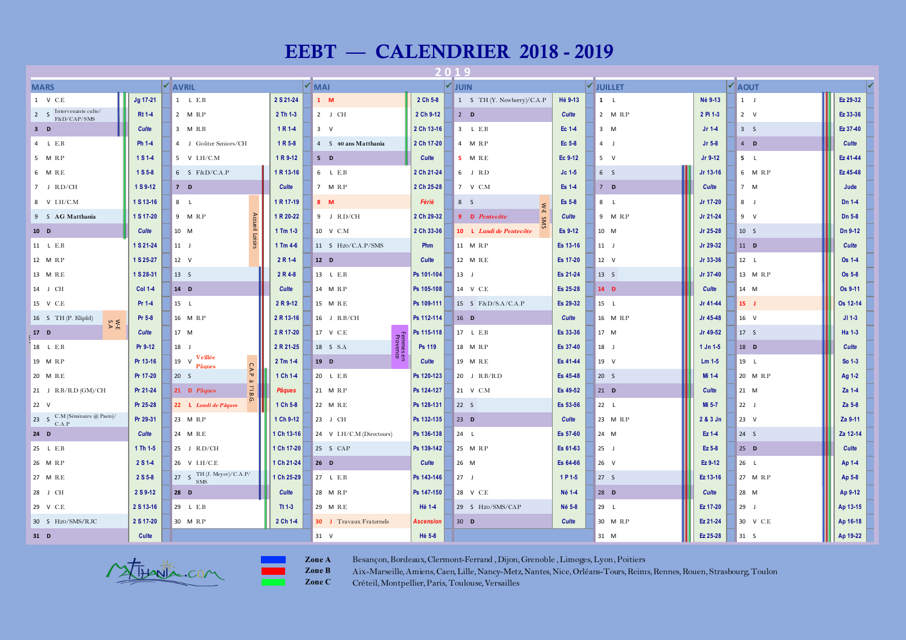# EEBT — CALENDRIER 2018 - 2019

## 2019

### MARS

| Jour | Événement | Lecture |
|---|---|---|
| 1 V | C.E | Jg 17-21 |
| 2 S | Intervenants culte/ F&D/CAP/SMS | Rt 1-4 |
| 3 D | | Culte |
| 4 L | E.B | Ph 1-4 |
| 5 M | R.P | 1 S 1-4 |
| 6 M | R.E | 1 S 5-8 |
| 7 J | R.D/CH | 1 S 9-12 |
| 8 V | I.H/C.M | 1 S 13-16 |
| 9 S | AG Matthania | 1 S 17-20 |
| 10 D | | Culte |
| 11 L | E.B | 1 S 21-24 |
| 12 M | R.P | 1 S 25-27 |
| 13 M | R.E | 1 S 28-31 |
| 14 J | CH | Col 1-4 |
| 15 V | C.E | Pr 1-4 |
| 16 S | TH (P. Klipfel) — W-E S.A | Pr 5-8 |
| 17 D | | Culte |
| 18 L | E.B | Pr 9-12 |
| 19 M | R.P | Pr 13-16 |
| 20 M | R.E | Pr 17-20 |
| 21 J | R.B/R.D (GM)/CH | Pr 21-24 |
| 22 V | | Pr 25-28 |
| 23 S | C.M (Séminaire @ Pasto)/ C.A.P | Pr 29-31 |
| 24 D | | Culte |
| 25 L | E.B | 1 Th 1-5 |
| 26 M | R.P | 2 S 1-4 |
| 27 M | R.E | 2 S 5-8 |
| 28 J | CH | 2 S 9-12 |
| 29 V | C.E | 2 S 13-16 |
| 30 S | H2o/SMS/R.JC | 2 S 17-20 |
| 31 D | | Culte |

### AVRIL

| Jour | Événement | Lecture |
|---|---|---|
| 1 L | E.B | 2 S 21-24 |
| 2 M | R.P | 2 Th 1-3 |
| 3 M | R.B | 1 R 1-4 |
| 4 J | Goûter Seniors/CH | 1 R 5-8 |
| 5 V | I.H/C.M | 1 R 9-12 |
| 6 S | F&D/C.A.P | 1 R 13-16 |
| 7 D | | Culte |
| 8 L | Accueil Loisirs | 1 R 17-19 |
| 9 M | R.P | 1 R 20-22 |
| 10 M | | 1 Tm 1-3 |
| 11 J | | 1 Tm 4-6 |
| 12 V | | 2 R 1-4 |
| 13 S | | 2 R 4-8 |
| 14 D | | Culte |
| 15 L | | 2 R 9-12 |
| 16 M | R.P | 2 R 13-16 |
| 17 M | | 2 R 17-20 |
| 18 J | | 2 R 21-25 |
| 19 V | Veillée Pâques — C.A.P à l'I.B.G. | 2 Tm 1-4 |
| 20 S | | 1 Ch 1-4 |
| 21 D | *Pâques* | *Pâques* |
| 22 L | *Lundi de Pâques* | 1 Ch 5-8 |
| 23 M | R.P | 1 Ch 9-12 |
| 24 M | R.E | 1 Ch 13-16 |
| 25 J | R.D/CH | 1 Ch 17-20 |
| 26 V | I.H/C.E | 1 Ch 21-24 |
| 27 S | TH (J. Meyer)/C.A.P/ SMS | 1 Ch 25-29 |
| 28 D | | Culte |
| 29 L | E.B | Tt 1-3 |
| 30 M | R.P | 2 Ch 1-4 |

### MAI

| Jour | Événement | Lecture |
|---|---|---|
| 1 M | | 2 Ch 5-8 |
| 2 J | CH | 2 Ch 9-12 |
| 3 V | | 2 Ch 13-16 |
| 4 S | 40 ans Matthania | 2 Ch 17-20 |
| 5 D | | Culte |
| 6 L | E.B | 2 Ch 21-24 |
| 7 M | R.P | 2 Ch 25-28 |
| 8 M | | *Férié* |
| 9 J | R.D/CH | 2 Ch 29-32 |
| 10 V | C.M | 2 Ch 33-36 |
| 11 S | H2o/C.A.P/SMS | Phm |
| 12 D | | Culte |
| 13 L | E.B | Ps 101-104 |
| 14 M | R.P | Ps 105-108 |
| 15 M | R.E | Ps 109-111 |
| 16 J | R.B/CH | Ps 112-114 |
| 17 V | C.E — Femmes en Provence | Ps 115-118 |
| 18 S | S.A | Ps 119 |
| 19 D | | Culte |
| 20 L | E.B | Ps 120-123 |
| 21 M | R.P | Ps 124-127 |
| 22 M | R.E | Ps 128-131 |
| 23 J | CH | Ps 132-135 |
| 24 V | I.H/C.M (Directeurs) | Ps 136-138 |
| 25 S | CAP | Ps 139-142 |
| 26 D | | Culte |
| 27 L | E.B | Ps 143-146 |
| 28 M | R.P | Ps 147-150 |
| 29 M | R.E | Hé 1-4 |
| 30 J | Travaux Fraternels | *Ascension* |
| 31 V | | Hé 5-8 |

### JUIN

| Jour | Événement | Lecture |
|---|---|---|
| 1 S | TH (Y. Newberry)/C.A.P | Hé 9-13 |
| 2 D | | Culte |
| 3 L | E.B | Ec 1-4 |
| 4 M | R.P | Ec 5-8 |
| 5 M | R.E | Ec 9-12 |
| 6 J | R.D | Jc 1-5 |
| 7 V | C.M | Es 1-4 |
| 8 S | W-E SMS | Es 5-8 |
| 9 D | *Pentecôte* | Culte |
| 10 L | *Lundi de Pentecôte* | Es 9-12 |
| 11 M | R.P | Es 13-16 |
| 12 M | R.E | Es 17-20 |
| 13 J | | Es 21-24 |
| 14 V | C.E | Es 25-28 |
| 15 S | F&D/S.A/C.A.P | Es 29-32 |
| 16 D | | Culte |
| 17 L | E.B | Es 33-36 |
| 18 M | R.P | Es 37-40 |
| 19 M | R.E | Es 41-44 |
| 20 J | R.B/R.D | Es 45-48 |
| 21 V | C.M | Es 49-52 |
| 22 S | | Es 53-56 |
| 23 D | | Culte |
| 24 L | | Es 57-60 |
| 25 M | R.P | Es 61-63 |
| 26 M | | Es 64-66 |
| 27 J | | 1 P 1-5 |
| 28 V | C.E | Né 1-4 |
| 29 S | H2o/SMS/CAP | Né 5-8 |
| 30 D | | Culte |

### JUILLET

| Jour | Événement | Lecture |
|---|---|---|
| 1 L | | Né 9-13 |
| 2 M | R.P | 2 Pi 1-3 |
| 3 M | | Jr 1-4 |
| 4 J | | Jr 5-8 |
| 5 V | | Jr 9-12 |
| 6 S | | Jr 13-16 |
| 7 D | | Culte |
| 8 L | | Jr 17-20 |
| 9 M | R.P | Jr 21-24 |
| 10 M | | Jr 25-28 |
| 11 J | | Jr 29-32 |
| 12 V | | Jr 33-36 |
| 13 S | | Jr 37-40 |
| 14 D | | Culte |
| 15 L | | Jr 41-44 |
| 16 M | R.P | Jr 45-48 |
| 17 M | | Jr 49-52 |
| 18 J | | 1 Jn 1-5 |
| 19 V | | Lm 1-5 |
| 20 S | | Mi 1-4 |
| 21 D | | Culte |
| 22 L | | Mi 5-7 |
| 23 M | R.P | 2 & 3 Jn |
| 24 M | | Ez 1-4 |
| 25 J | | Ez 5-8 |
| 26 V | | Ez 9-12 |
| 27 S | | Ez 13-16 |
| 28 D | | Culte |
| 29 L | | Ez 17-20 |
| 30 M | R.P | Ez 21-24 |
| 31 M | | Ez 25-28 |

### AOUT

| Jour | Événement | Lecture |
|---|---|---|
| 1 J | | Ez 29-32 |
| 2 V | | Ez 33-36 |
| 3 S | | Ez 37-40 |
| 4 D | | Culte |
| 5 L | | Ez 41-44 |
| 6 M | R.P | Ez 45-48 |
| 7 M | | Jude |
| 8 J | | Dn 1-4 |
| 9 V | | Dn 5-8 |
| 10 S | | Dn 9-12 |
| 11 D | | Culte |
| 12 L | | Os 1-4 |
| 13 M | R.P | Os 5-8 |
| 14 M | | Os 9-11 |
| 15 J | | Os 12-14 |
| 16 V | | Jl 1-3 |
| 17 S | | Ha 1-3 |
| 18 D | | Culte |
| 19 L | | So 1-3 |
| 20 M | R.P | Ag 1-2 |
| 21 M | | Za 1-4 |
| 22 J | | Za 5-8 |
| 23 V | | Za 9-11 |
| 24 S | | Za 12-14 |
| 25 D | | Culte |
| 26 L | | Ap 1-4 |
| 27 M | R.P | Ap 5-8 |
| 28 M | | Ap 9-12 |
| 29 J | | Ap 13-15 |
| 30 V | C.E | Ap 16-18 |
| 31 S | | Ap 19-22 |

MATTHANIA.COM

| Zone | Villes |
|---|---|
| **Zone A** | Besançon, Bordeaux, Clermont-Ferrand, Dijon, Grenoble, Limoges, Lyon, Poitiers |
| **Zone B** | Aix-Marseille, Amiens, Caen, Lille, Nancy-Metz, Nantes, Nice, Orléans-Tours, Reims, Rennes, Rouen, Strasbourg, Toulon |
| **Zone C** | Créteil, Montpellier, Paris, Toulouse, Versailles |